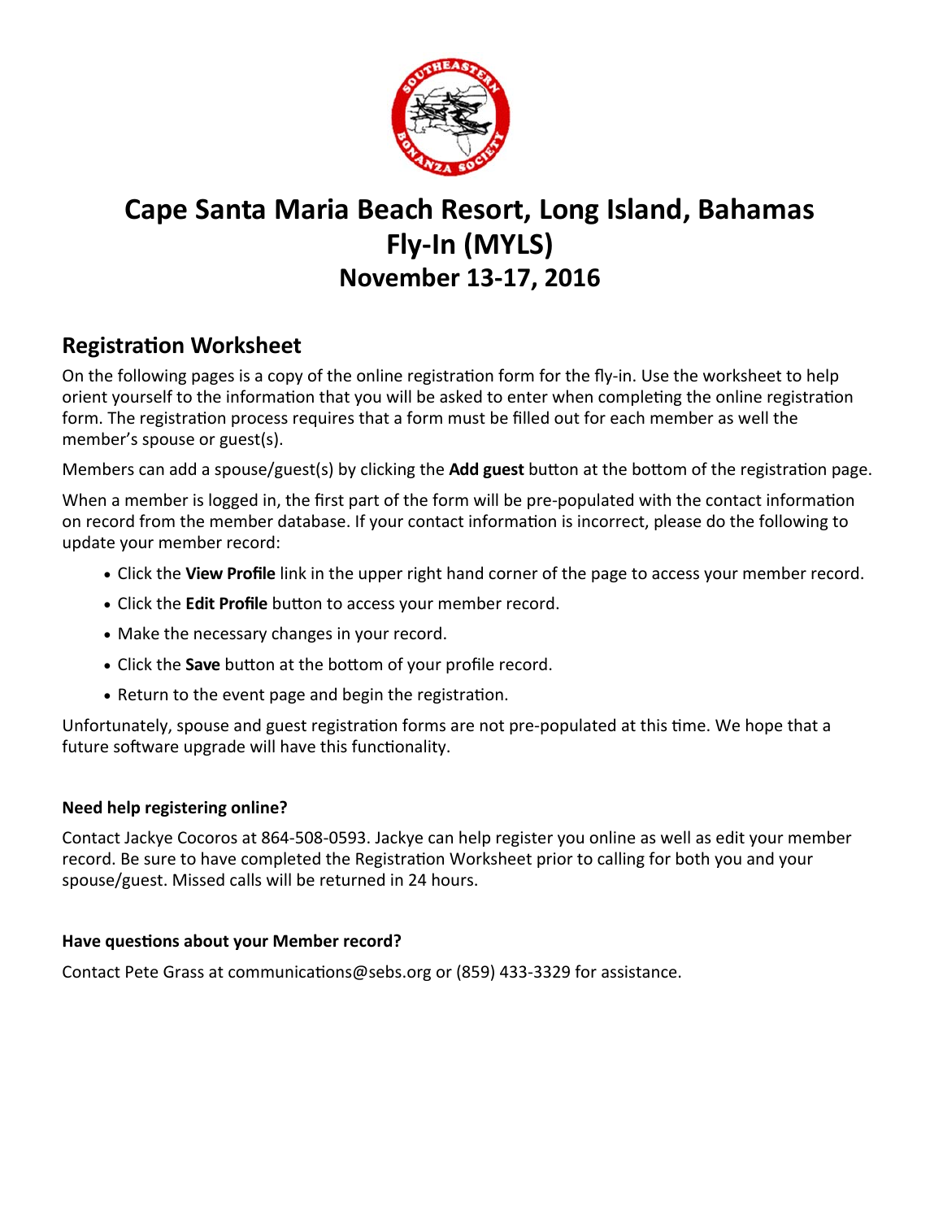# Cape Santa Maria Beach Resort, Long Island, Bahamas Fly-In (MYLS)

## November 13-17, 2016

### Registration Worksheet

On the following pages is a copy of the online registration form for the fly-in. Use the worksheet to help orient yourself to the information that you will be asked to enter when completing the online registration form. The registration process requires that a form must be filled out for each member as well the member's spouse or guest(s).

Members can add a spouse/guest(s) by clicking the **Add guest** button at the bottom of the registration page.

When a member is logged in, the first part of the form will be pre-populated with the contact information on record from the member database. If your contact information is incorrect, please do the following to update your member record:

- Click the **View Profile** link in the upper right hand corner of the page to access your member record.
- Click the **Edit Profile** button to access your member record.
- Make the necessary changes in your record.
- Click the **Save** button at the bottom of your profile record.
- Return to the event page and begin the registration.

Unfortunately, spouse and guest registration forms are not pre-populated at this time. We hope that a future software upgrade will have this functionality.

#### Need help registering online?

Contact Jackye Cocoros at 864-508-0593. Jackye can help register you online as well as edit your member record. Be sure to have completed the Registration Worksheet prior to calling for both you and your spouse/guest. Missed calls will be returned in 24 hours.

#### Have questions about your Member record?

Contact Pete Grass at communications@sebs.org or (859) 433-3329 for assistance.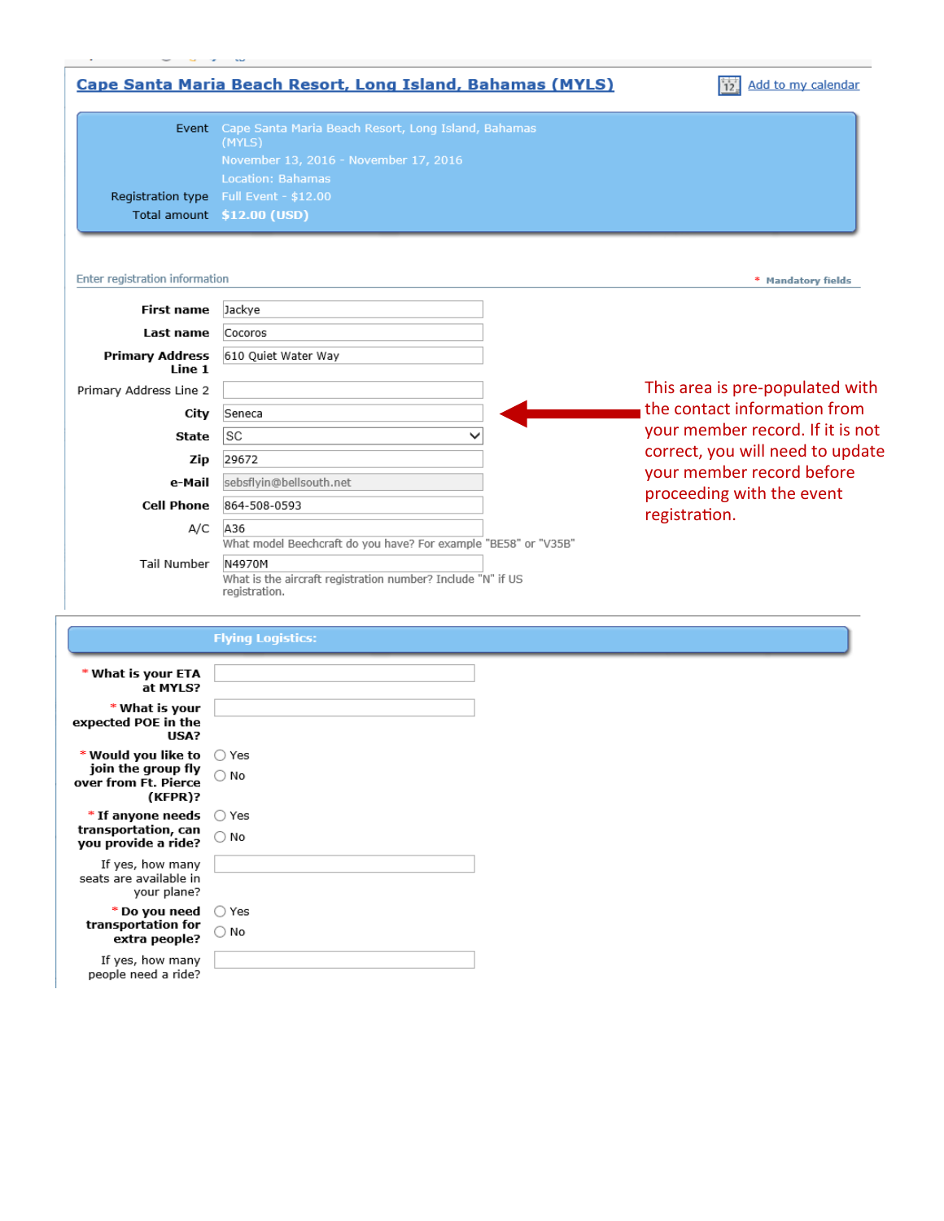## Cape Santa Maria Beach Resort, Long Island, Bahamas (MYLS)

Add to my calendar

| | |
|---|---|
| Event | Cape Santa Maria Beach Resort, Long Island, Bahamas (MYLS) |
| | November 13, 2016 - November 17, 2016 |
| | Location: Bahamas |
| Registration type | Full Event - $12.00 |
| Total amount | **$12.00 (USD)** |

Enter registration information

\* Mandatory fields

| | |
|---|---|
| **First name** | Jackye |
| **Last name** | Cocoros |
| **Primary Address Line 1** | 610 Quiet Water Way |
| Primary Address Line 2 | |
| **City** | Seneca |
| **State** | SC |
| **Zip** | 29672 |
| **e-Mail** | sebsflyin@bellsouth.net |
| **Cell Phone** | 864-508-0593 |
| A/C | A36<br>What model Beechcraft do you have? For example "BE58" or "V35B" |
| Tail Number | N4970M<br>What is the aircraft registration number? Include "N" if US registration. |

This area is pre-populated with the contact information from your member record. If it is not correct, you will need to update your member record before proceeding with the event registration.

### Flying Logistics:

| | |
|---|---|
| \* **What is your ETA at MYLS?** | |
| \* **What is your expected POE in the USA?** | |
| \* **Would you like to join the group fly over from Ft. Pierce (KFPR)?** | ○ Yes<br>○ No |
| \* **If anyone needs transportation, can you provide a ride?** | ○ Yes<br>○ No |
| If yes, how many seats are available in your plane? | |
| \* **Do you need transportation for extra people?** | ○ Yes<br>○ No |
| If yes, how many people need a ride? | |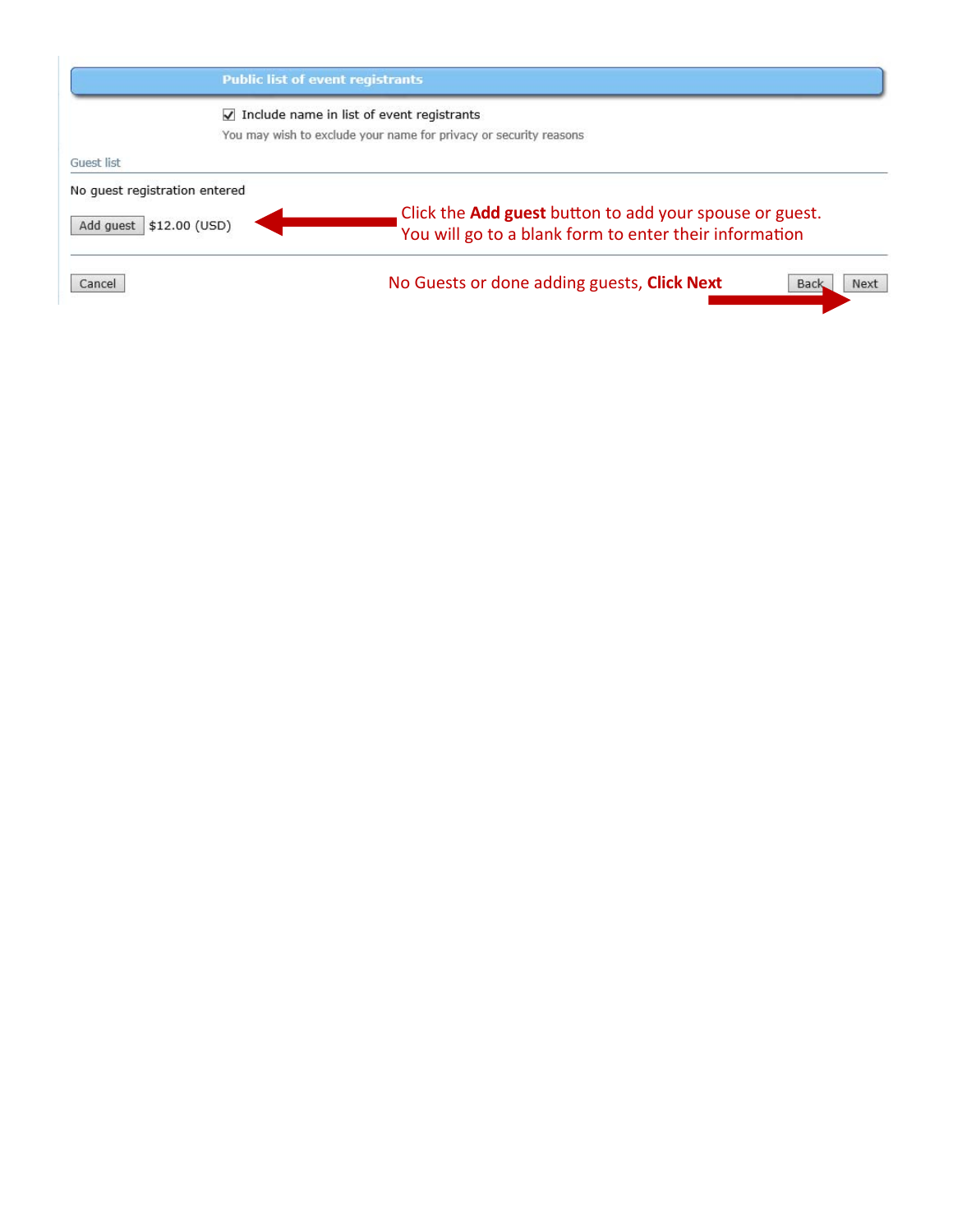**Public list of event registrants**

☑ Include name in list of event registrants

You may wish to exclude your name for privacy or security reasons

Guest list

No guest registration entered

Add guest $12.00 (USD)

Click the **Add guest** button to add your spouse or guest.
You will go to a blank form to enter their information

Cancel

No Guests or done adding guests, **Click Next**

Back Next